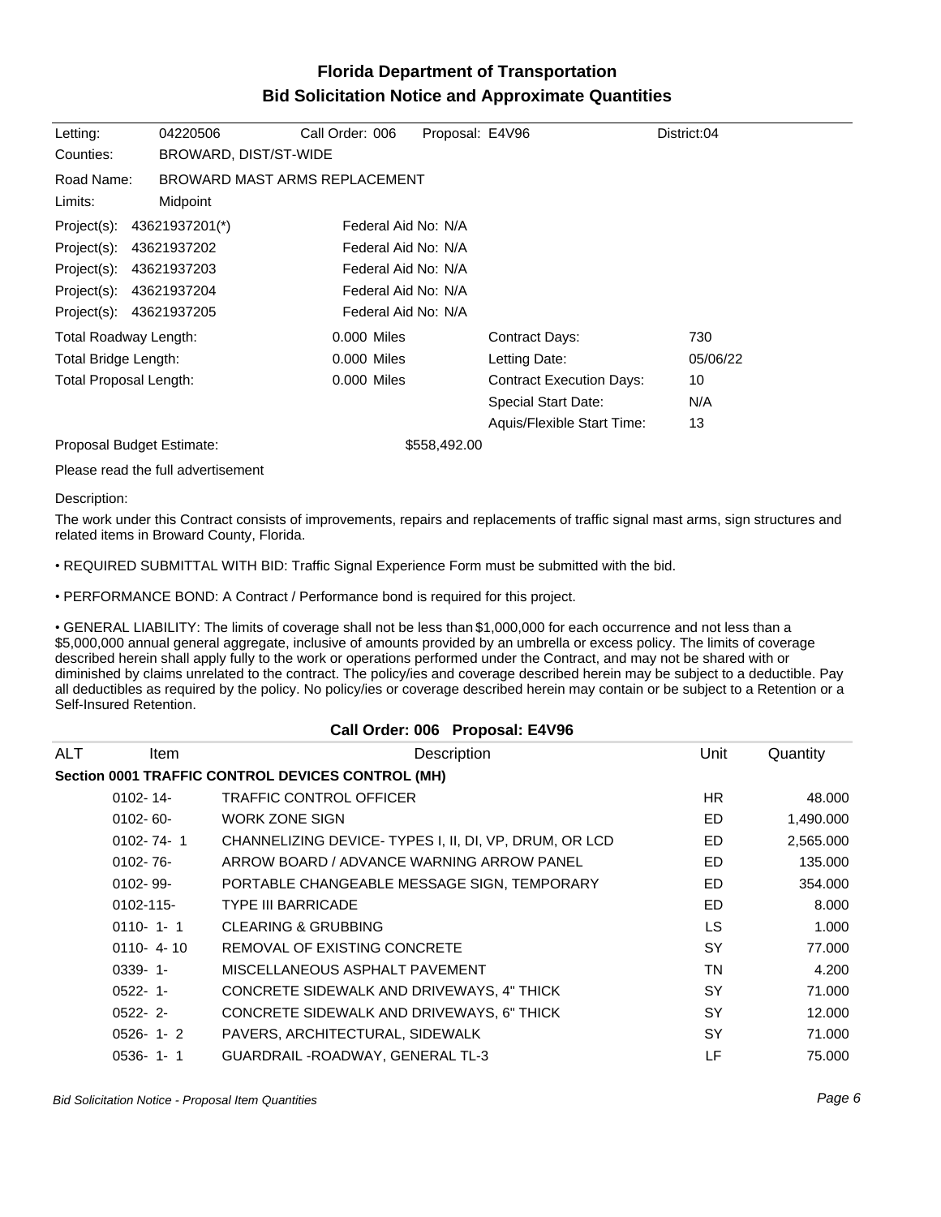# Florida Department of Transportation
## Bid Solicitation Notice and Approximate Quantities

| | | | | |
|---|---|---|---|---|
| Letting: | 04220506 | Call Order: 006 | Proposal: E4V96 | District:04 |
| Counties: | BROWARD, DIST/ST-WIDE | | | |
| Road Name: | BROWARD MAST ARMS REPLACEMENT | | | |
| Limits: | Midpoint | | | |

| Project(s) | Federal Aid No |
|---|---|
| 43621937201(*) | N/A |
| 43621937202 | N/A |
| 43621937203 | N/A |
| 43621937204 | N/A |
| 43621937205 | N/A |

| | | | |
|---|---|---|---|
| Total Roadway Length: | 0.000 Miles | Contract Days: | 730 |
| Total Bridge Length: | 0.000 Miles | Letting Date: | 05/06/22 |
| Total Proposal Length: | 0.000 Miles | Contract Execution Days: | 10 |
| | | Special Start Date: | N/A |
| | | Aquis/Flexible Start Time: | 13 |

Proposal Budget Estimate: $558,492.00

Please read the full advertisement

Description:

The work under this Contract consists of improvements, repairs and replacements of traffic signal mast arms, sign structures and related items in Broward County, Florida.

• REQUIRED SUBMITTAL WITH BID: Traffic Signal Experience Form must be submitted with the bid.

• PERFORMANCE BOND: A Contract / Performance bond is required for this project.

• GENERAL LIABILITY: The limits of coverage shall not be less than $1,000,000 for each occurrence and not less than a $5,000,000 annual general aggregate, inclusive of amounts provided by an umbrella or excess policy. The limits of coverage described herein shall apply fully to the work or operations performed under the Contract, and may not be shared with or diminished by claims unrelated to the contract. The policy/ies and coverage described herein may be subject to a deductible. Pay all deductibles as required by the policy. No policy/ies or coverage described herein may contain or be subject to a Retention or a Self-Insured Retention.

### Call Order: 006 Proposal: E4V96

| ALT | Item | Description | Unit | Quantity |
|---|---|---|---|---|
| **Section 0001 TRAFFIC CONTROL DEVICES CONTROL (MH)** | | | | |
| | 0102- 14- | TRAFFIC CONTROL OFFICER | HR | 48.000 |
| | 0102- 60- | WORK ZONE SIGN | ED | 1,490.000 |
| | 0102- 74- 1 | CHANNELIZING DEVICE- TYPES I, II, DI, VP, DRUM, OR LCD | ED | 2,565.000 |
| | 0102- 76- | ARROW BOARD / ADVANCE WARNING ARROW PANEL | ED | 135.000 |
| | 0102- 99- | PORTABLE CHANGEABLE MESSAGE SIGN, TEMPORARY | ED | 354.000 |
| | 0102-115- | TYPE III BARRICADE | ED | 8.000 |
| | 0110- 1- 1 | CLEARING & GRUBBING | LS | 1.000 |
| | 0110- 4- 10 | REMOVAL OF EXISTING CONCRETE | SY | 77.000 |
| | 0339- 1- | MISCELLANEOUS ASPHALT PAVEMENT | TN | 4.200 |
| | 0522- 1- | CONCRETE SIDEWALK AND DRIVEWAYS, 4" THICK | SY | 71.000 |
| | 0522- 2- | CONCRETE SIDEWALK AND DRIVEWAYS, 6" THICK | SY | 12.000 |
| | 0526- 1- 2 | PAVERS, ARCHITECTURAL, SIDEWALK | SY | 71.000 |
| | 0536- 1- 1 | GUARDRAIL -ROADWAY, GENERAL TL-3 | LF | 75.000 |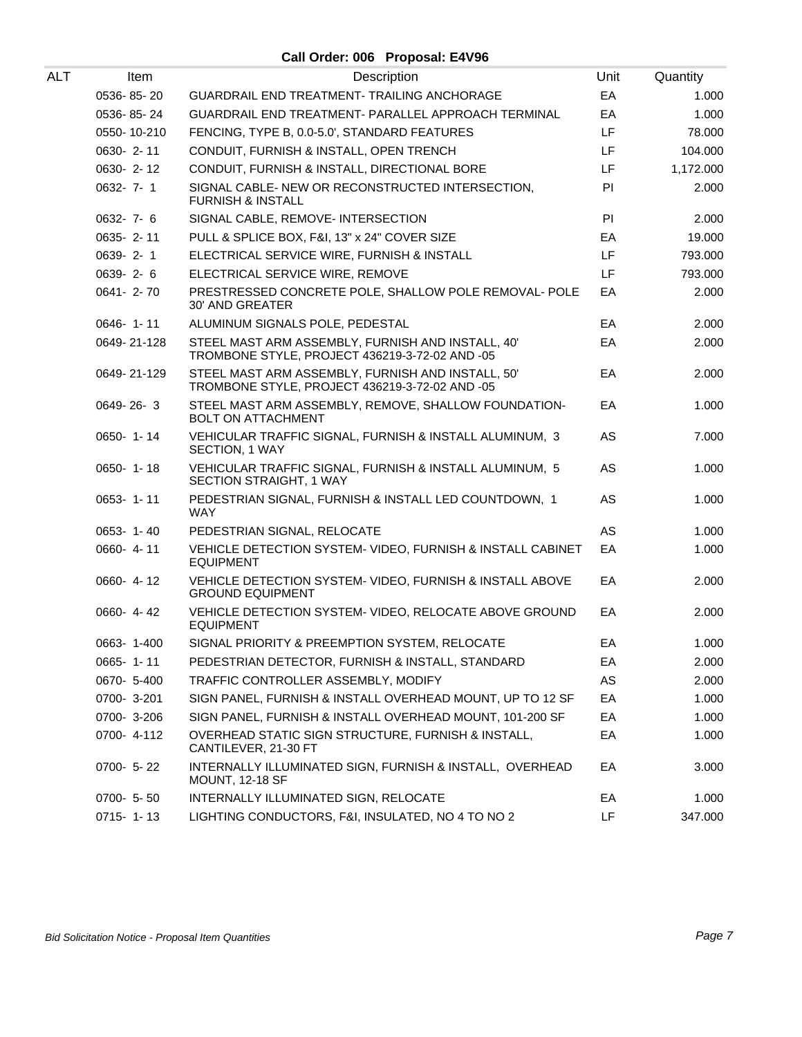**Call Order: 006 Proposal: E4V96**

| ALT | Item | Description | Unit | Quantity |
|---|---|---|---|---|
| | 0536- 85- 20 | GUARDRAIL END TREATMENT- TRAILING ANCHORAGE | EA | 1.000 |
| | 0536- 85- 24 | GUARDRAIL END TREATMENT- PARALLEL APPROACH TERMINAL | EA | 1.000 |
| | 0550- 10-210 | FENCING, TYPE B, 0.0-5.0', STANDARD FEATURES | LF | 78.000 |
| | 0630- 2- 11 | CONDUIT, FURNISH & INSTALL, OPEN TRENCH | LF | 104.000 |
| | 0630- 2- 12 | CONDUIT, FURNISH & INSTALL, DIRECTIONAL BORE | LF | 1,172.000 |
| | 0632- 7- 1 | SIGNAL CABLE- NEW OR RECONSTRUCTED INTERSECTION, FURNISH & INSTALL | PI | 2.000 |
| | 0632- 7- 6 | SIGNAL CABLE, REMOVE- INTERSECTION | PI | 2.000 |
| | 0635- 2- 11 | PULL & SPLICE BOX, F&I, 13" x 24" COVER SIZE | EA | 19.000 |
| | 0639- 2- 1 | ELECTRICAL SERVICE WIRE, FURNISH & INSTALL | LF | 793.000 |
| | 0639- 2- 6 | ELECTRICAL SERVICE WIRE, REMOVE | LF | 793.000 |
| | 0641- 2- 70 | PRESTRESSED CONCRETE POLE, SHALLOW POLE REMOVAL- POLE 30' AND GREATER | EA | 2.000 |
| | 0646- 1- 11 | ALUMINUM SIGNALS POLE, PEDESTAL | EA | 2.000 |
| | 0649- 21-128 | STEEL MAST ARM ASSEMBLY, FURNISH AND INSTALL, 40' TROMBONE STYLE, PROJECT 436219-3-72-02 AND -05 | EA | 2.000 |
| | 0649- 21-129 | STEEL MAST ARM ASSEMBLY, FURNISH AND INSTALL, 50' TROMBONE STYLE, PROJECT 436219-3-72-02 AND -05 | EA | 2.000 |
| | 0649- 26- 3 | STEEL MAST ARM ASSEMBLY, REMOVE, SHALLOW FOUNDATION- BOLT ON ATTACHMENT | EA | 1.000 |
| | 0650- 1- 14 | VEHICULAR TRAFFIC SIGNAL, FURNISH & INSTALL ALUMINUM, 3 SECTION, 1 WAY | AS | 7.000 |
| | 0650- 1- 18 | VEHICULAR TRAFFIC SIGNAL, FURNISH & INSTALL ALUMINUM, 5 SECTION STRAIGHT, 1 WAY | AS | 1.000 |
| | 0653- 1- 11 | PEDESTRIAN SIGNAL, FURNISH & INSTALL LED COUNTDOWN, 1 WAY | AS | 1.000 |
| | 0653- 1- 40 | PEDESTRIAN SIGNAL, RELOCATE | AS | 1.000 |
| | 0660- 4- 11 | VEHICLE DETECTION SYSTEM- VIDEO, FURNISH & INSTALL CABINET EQUIPMENT | EA | 1.000 |
| | 0660- 4- 12 | VEHICLE DETECTION SYSTEM- VIDEO, FURNISH & INSTALL ABOVE GROUND EQUIPMENT | EA | 2.000 |
| | 0660- 4- 42 | VEHICLE DETECTION SYSTEM- VIDEO, RELOCATE ABOVE GROUND EQUIPMENT | EA | 2.000 |
| | 0663- 1-400 | SIGNAL PRIORITY & PREEMPTION SYSTEM, RELOCATE | EA | 1.000 |
| | 0665- 1- 11 | PEDESTRIAN DETECTOR, FURNISH & INSTALL, STANDARD | EA | 2.000 |
| | 0670- 5-400 | TRAFFIC CONTROLLER ASSEMBLY, MODIFY | AS | 2.000 |
| | 0700- 3-201 | SIGN PANEL, FURNISH & INSTALL OVERHEAD MOUNT, UP TO 12 SF | EA | 1.000 |
| | 0700- 3-206 | SIGN PANEL, FURNISH & INSTALL OVERHEAD MOUNT, 101-200 SF | EA | 1.000 |
| | 0700- 4-112 | OVERHEAD STATIC SIGN STRUCTURE, FURNISH & INSTALL, CANTILEVER, 21-30 FT | EA | 1.000 |
| | 0700- 5- 22 | INTERNALLY ILLUMINATED SIGN, FURNISH & INSTALL, OVERHEAD MOUNT, 12-18 SF | EA | 3.000 |
| | 0700- 5- 50 | INTERNALLY ILLUMINATED SIGN, RELOCATE | EA | 1.000 |
| | 0715- 1- 13 | LIGHTING CONDUCTORS, F&I, INSULATED, NO 4 TO NO 2 | LF | 347.000 |